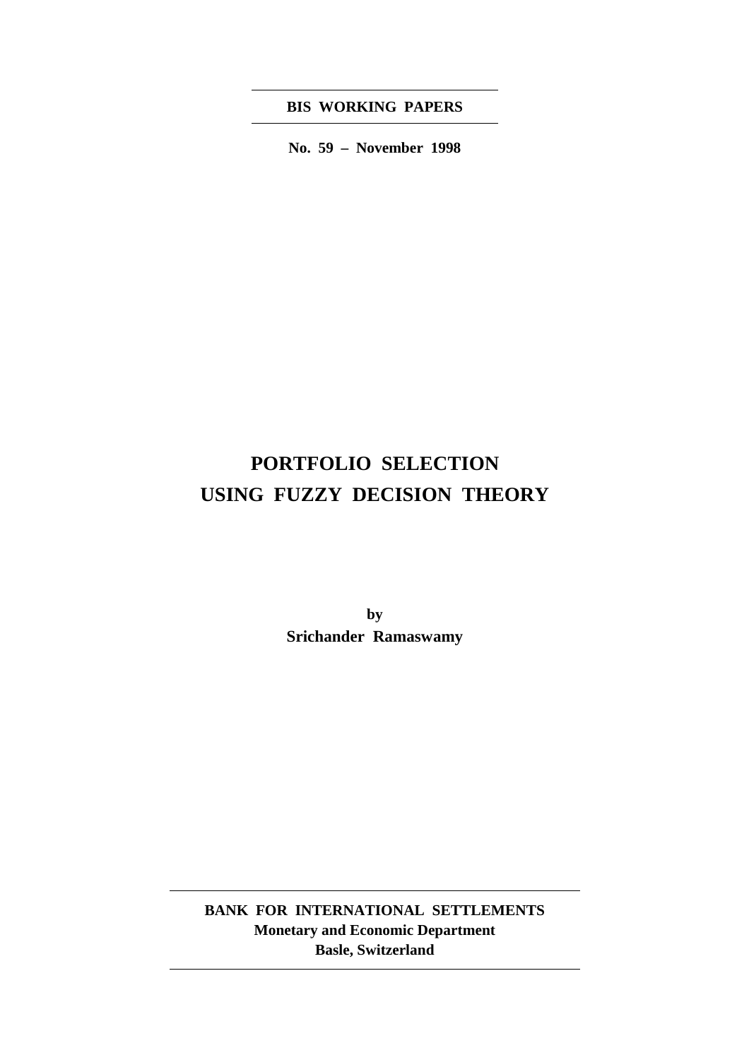**BIS WORKING PAPERS**

**No. 59 – November 1998**

# PORTFOLIO SELECTION USING FUZZY DECISION THEORY

**by**

**Srichander Ramaswamy**

**BANK FOR INTERNATIONAL SETTLEMENTS**
**Monetary and Economic Department**
**Basle, Switzerland**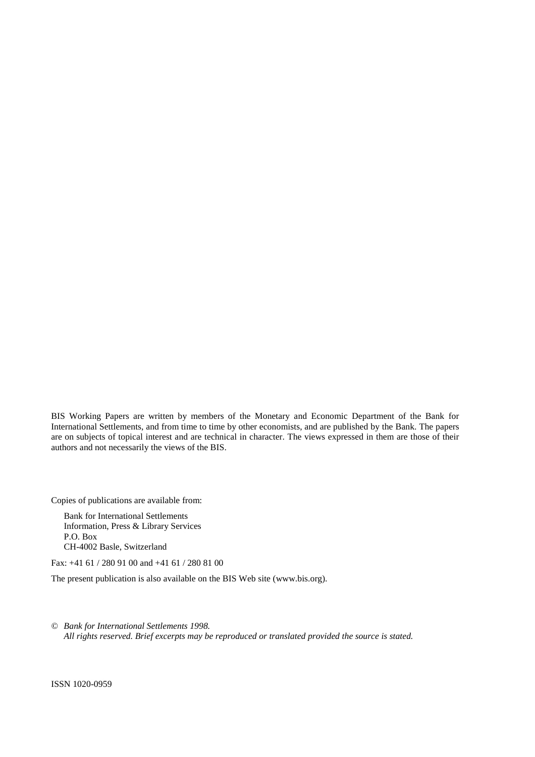BIS Working Papers are written by members of the Monetary and Economic Department of the Bank for International Settlements, and from time to time by other economists, and are published by the Bank. The papers are on subjects of topical interest and are technical in character. The views expressed in them are those of their authors and not necessarily the views of the BIS.

Copies of publications are available from:

Bank for International Settlements
Information, Press & Library Services
P.O. Box
CH-4002 Basle, Switzerland

Fax: +41 61 / 280 91 00 and +41 61 / 280 81 00

The present publication is also available on the BIS Web site (www.bis.org).

© *Bank for International Settlements 1998.*
*All rights reserved. Brief excerpts may be reproduced or translated provided the source is stated.*

ISSN 1020-0959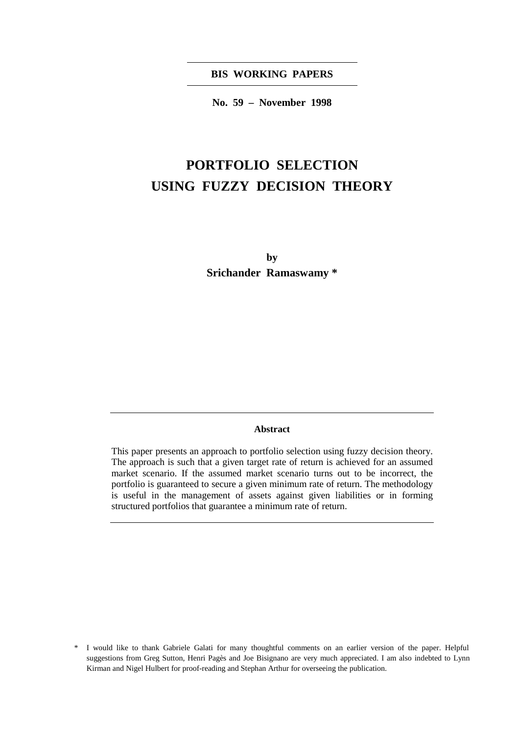**BIS WORKING PAPERS**

**No. 59 – November 1998**

# PORTFOLIO SELECTION USING FUZZY DECISION THEORY

**by**

**Srichander Ramaswamy \***

**Abstract**

This paper presents an approach to portfolio selection using fuzzy decision theory. The approach is such that a given target rate of return is achieved for an assumed market scenario. If the assumed market scenario turns out to be incorrect, the portfolio is guaranteed to secure a given minimum rate of return. The methodology is useful in the management of assets against given liabilities or in forming structured portfolios that guarantee a minimum rate of return.

\* I would like to thank Gabriele Galati for many thoughtful comments on an earlier version of the paper. Helpful suggestions from Greg Sutton, Henri Pagès and Joe Bisignano are very much appreciated. I am also indebted to Lynn Kirman and Nigel Hulbert for proof-reading and Stephan Arthur for overseeing the publication.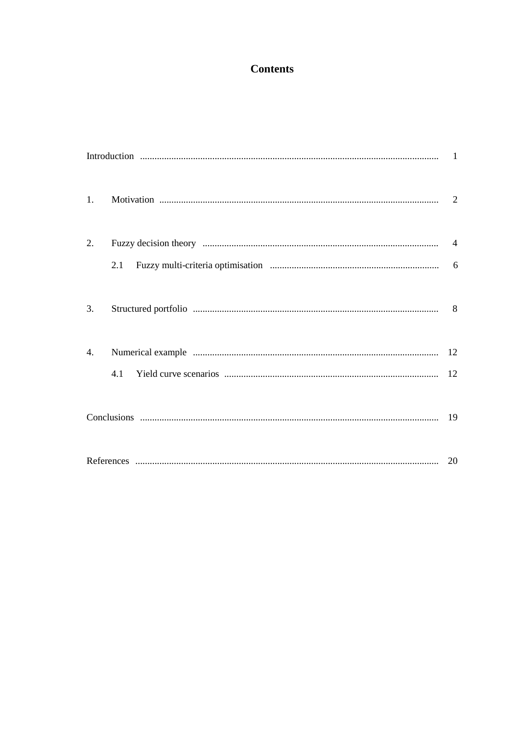# Contents

| | | |
|---|---|---|
| Introduction | | 1 |
| 1. | Motivation | 2 |
| 2. | Fuzzy decision theory | 4 |
| | 2.1 Fuzzy multi-criteria optimisation | 6 |
| 3. | Structured portfolio | 8 |
| 4. | Numerical example | 12 |
| | 4.1 Yield curve scenarios | 12 |
| Conclusions | | 19 |
| References | | 20 |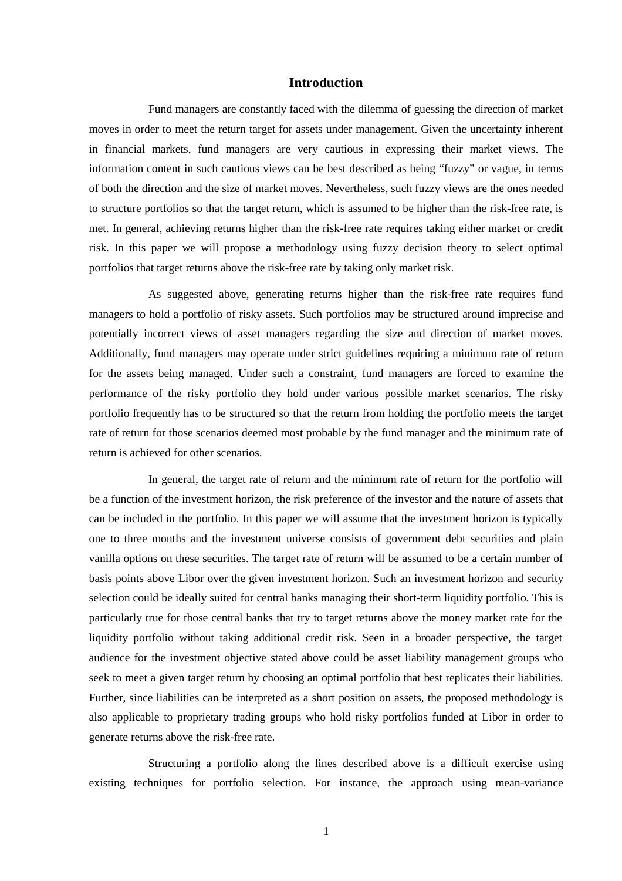## Introduction

Fund managers are constantly faced with the dilemma of guessing the direction of market moves in order to meet the return target for assets under management. Given the uncertainty inherent in financial markets, fund managers are very cautious in expressing their market views. The information content in such cautious views can be best described as being "fuzzy" or vague, in terms of both the direction and the size of market moves. Nevertheless, such fuzzy views are the ones needed to structure portfolios so that the target return, which is assumed to be higher than the risk-free rate, is met. In general, achieving returns higher than the risk-free rate requires taking either market or credit risk. In this paper we will propose a methodology using fuzzy decision theory to select optimal portfolios that target returns above the risk-free rate by taking only market risk.

As suggested above, generating returns higher than the risk-free rate requires fund managers to hold a portfolio of risky assets. Such portfolios may be structured around imprecise and potentially incorrect views of asset managers regarding the size and direction of market moves. Additionally, fund managers may operate under strict guidelines requiring a minimum rate of return for the assets being managed. Under such a constraint, fund managers are forced to examine the performance of the risky portfolio they hold under various possible market scenarios. The risky portfolio frequently has to be structured so that the return from holding the portfolio meets the target rate of return for those scenarios deemed most probable by the fund manager and the minimum rate of return is achieved for other scenarios.

In general, the target rate of return and the minimum rate of return for the portfolio will be a function of the investment horizon, the risk preference of the investor and the nature of assets that can be included in the portfolio. In this paper we will assume that the investment horizon is typically one to three months and the investment universe consists of government debt securities and plain vanilla options on these securities. The target rate of return will be assumed to be a certain number of basis points above Libor over the given investment horizon. Such an investment horizon and security selection could be ideally suited for central banks managing their short-term liquidity portfolio. This is particularly true for those central banks that try to target returns above the money market rate for the liquidity portfolio without taking additional credit risk. Seen in a broader perspective, the target audience for the investment objective stated above could be asset liability management groups who seek to meet a given target return by choosing an optimal portfolio that best replicates their liabilities. Further, since liabilities can be interpreted as a short position on assets, the proposed methodology is also applicable to proprietary trading groups who hold risky portfolios funded at Libor in order to generate returns above the risk-free rate.

Structuring a portfolio along the lines described above is a difficult exercise using existing techniques for portfolio selection. For instance, the approach using mean-variance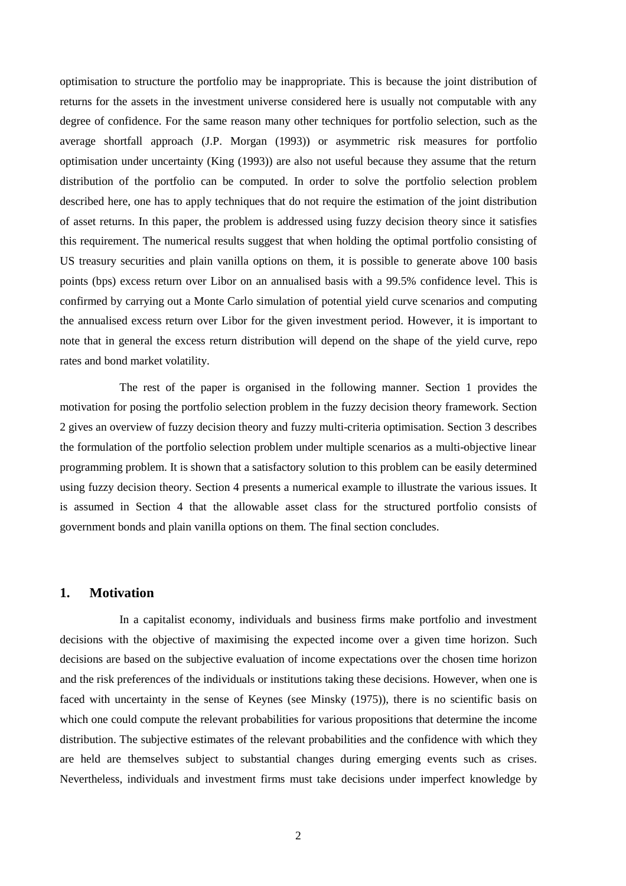optimisation to structure the portfolio may be inappropriate. This is because the joint distribution of returns for the assets in the investment universe considered here is usually not computable with any degree of confidence. For the same reason many other techniques for portfolio selection, such as the average shortfall approach (J.P. Morgan (1993)) or asymmetric risk measures for portfolio optimisation under uncertainty (King (1993)) are also not useful because they assume that the return distribution of the portfolio can be computed. In order to solve the portfolio selection problem described here, one has to apply techniques that do not require the estimation of the joint distribution of asset returns. In this paper, the problem is addressed using fuzzy decision theory since it satisfies this requirement. The numerical results suggest that when holding the optimal portfolio consisting of US treasury securities and plain vanilla options on them, it is possible to generate above 100 basis points (bps) excess return over Libor on an annualised basis with a 99.5% confidence level. This is confirmed by carrying out a Monte Carlo simulation of potential yield curve scenarios and computing the annualised excess return over Libor for the given investment period. However, it is important to note that in general the excess return distribution will depend on the shape of the yield curve, repo rates and bond market volatility.

The rest of the paper is organised in the following manner. Section 1 provides the motivation for posing the portfolio selection problem in the fuzzy decision theory framework. Section 2 gives an overview of fuzzy decision theory and fuzzy multi-criteria optimisation. Section 3 describes the formulation of the portfolio selection problem under multiple scenarios as a multi-objective linear programming problem. It is shown that a satisfactory solution to this problem can be easily determined using fuzzy decision theory. Section 4 presents a numerical example to illustrate the various issues. It is assumed in Section 4 that the allowable asset class for the structured portfolio consists of government bonds and plain vanilla options on them. The final section concludes.

## 1. Motivation

In a capitalist economy, individuals and business firms make portfolio and investment decisions with the objective of maximising the expected income over a given time horizon. Such decisions are based on the subjective evaluation of income expectations over the chosen time horizon and the risk preferences of the individuals or institutions taking these decisions. However, when one is faced with uncertainty in the sense of Keynes (see Minsky (1975)), there is no scientific basis on which one could compute the relevant probabilities for various propositions that determine the income distribution. The subjective estimates of the relevant probabilities and the confidence with which they are held are themselves subject to substantial changes during emerging events such as crises. Nevertheless, individuals and investment firms must take decisions under imperfect knowledge by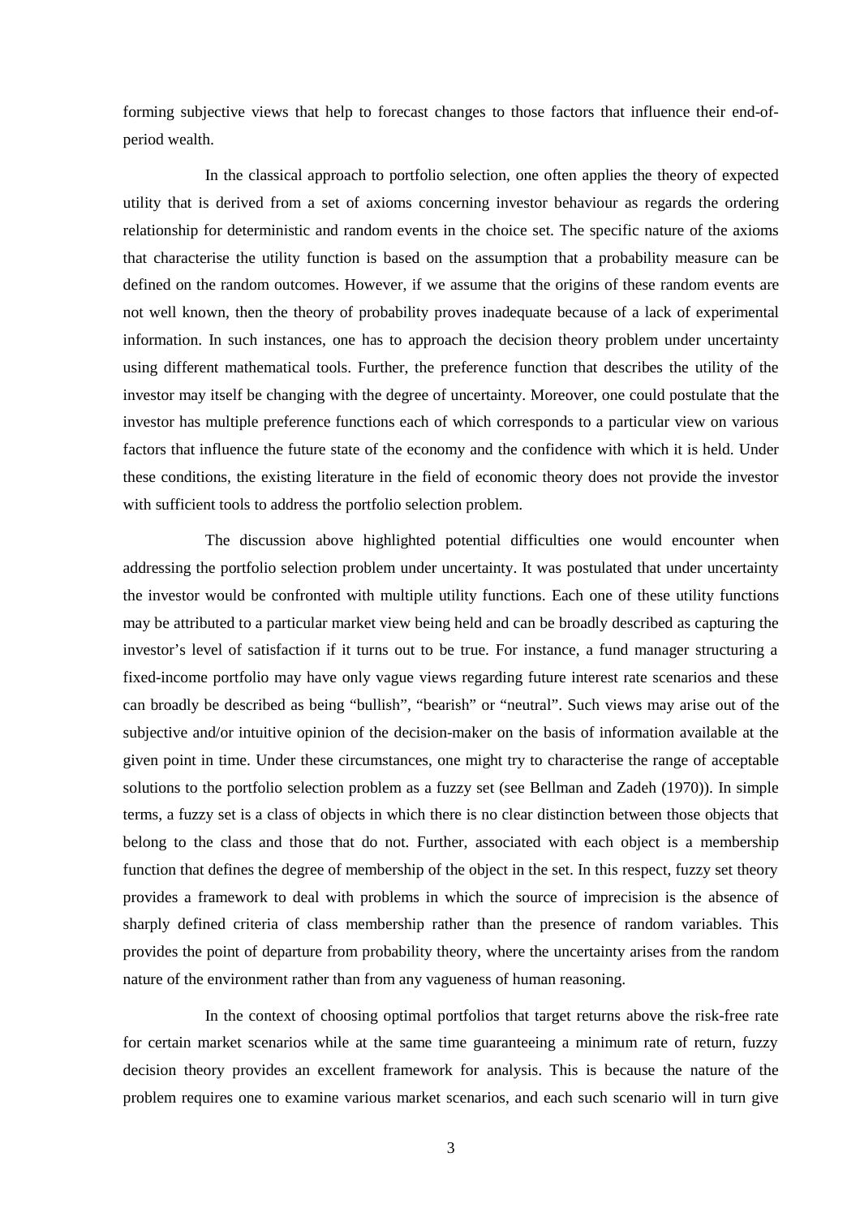forming subjective views that help to forecast changes to those factors that influence their end-of-period wealth.

In the classical approach to portfolio selection, one often applies the theory of expected utility that is derived from a set of axioms concerning investor behaviour as regards the ordering relationship for deterministic and random events in the choice set. The specific nature of the axioms that characterise the utility function is based on the assumption that a probability measure can be defined on the random outcomes. However, if we assume that the origins of these random events are not well known, then the theory of probability proves inadequate because of a lack of experimental information. In such instances, one has to approach the decision theory problem under uncertainty using different mathematical tools. Further, the preference function that describes the utility of the investor may itself be changing with the degree of uncertainty. Moreover, one could postulate that the investor has multiple preference functions each of which corresponds to a particular view on various factors that influence the future state of the economy and the confidence with which it is held. Under these conditions, the existing literature in the field of economic theory does not provide the investor with sufficient tools to address the portfolio selection problem.

The discussion above highlighted potential difficulties one would encounter when addressing the portfolio selection problem under uncertainty. It was postulated that under uncertainty the investor would be confronted with multiple utility functions. Each one of these utility functions may be attributed to a particular market view being held and can be broadly described as capturing the investor's level of satisfaction if it turns out to be true. For instance, a fund manager structuring a fixed-income portfolio may have only vague views regarding future interest rate scenarios and these can broadly be described as being "bullish", "bearish" or "neutral". Such views may arise out of the subjective and/or intuitive opinion of the decision-maker on the basis of information available at the given point in time. Under these circumstances, one might try to characterise the range of acceptable solutions to the portfolio selection problem as a fuzzy set (see Bellman and Zadeh (1970)). In simple terms, a fuzzy set is a class of objects in which there is no clear distinction between those objects that belong to the class and those that do not. Further, associated with each object is a membership function that defines the degree of membership of the object in the set. In this respect, fuzzy set theory provides a framework to deal with problems in which the source of imprecision is the absence of sharply defined criteria of class membership rather than the presence of random variables. This provides the point of departure from probability theory, where the uncertainty arises from the random nature of the environment rather than from any vagueness of human reasoning.

In the context of choosing optimal portfolios that target returns above the risk-free rate for certain market scenarios while at the same time guaranteeing a minimum rate of return, fuzzy decision theory provides an excellent framework for analysis. This is because the nature of the problem requires one to examine various market scenarios, and each such scenario will in turn give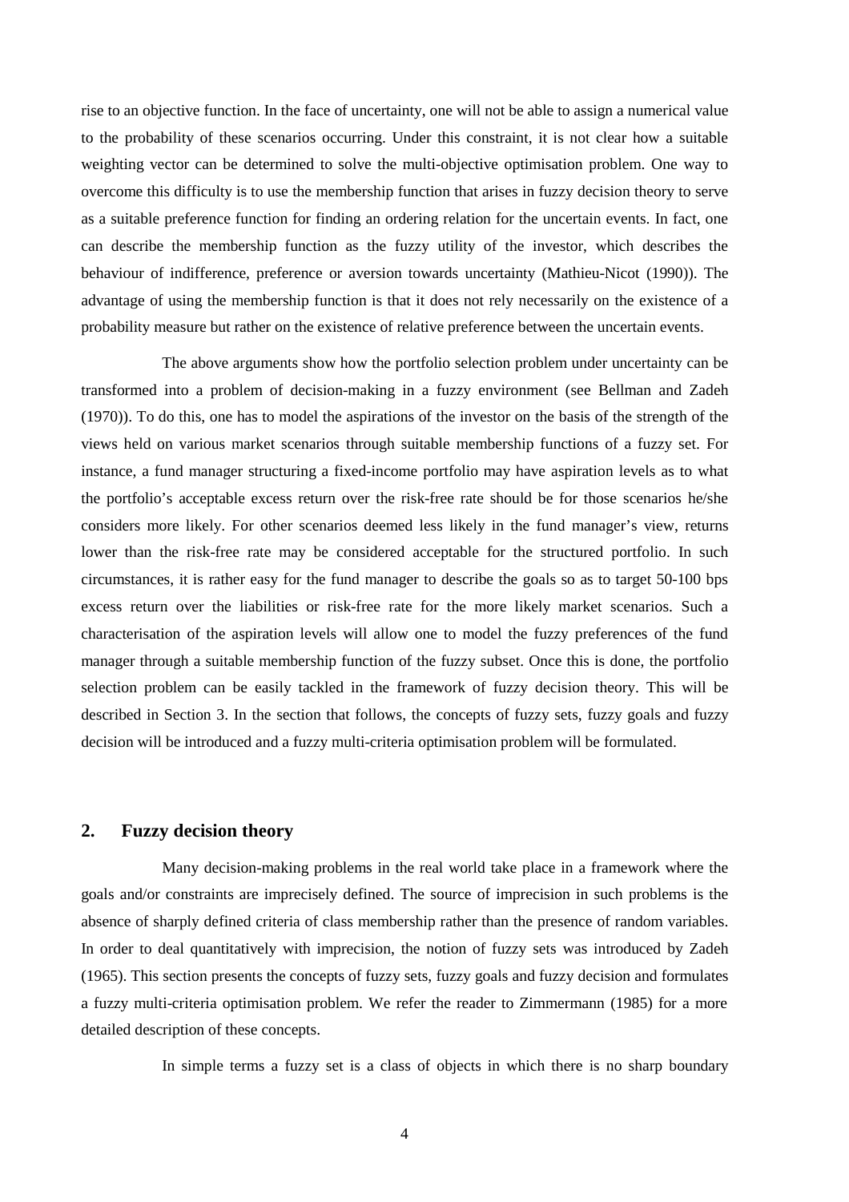rise to an objective function. In the face of uncertainty, one will not be able to assign a numerical value to the probability of these scenarios occurring. Under this constraint, it is not clear how a suitable weighting vector can be determined to solve the multi-objective optimisation problem. One way to overcome this difficulty is to use the membership function that arises in fuzzy decision theory to serve as a suitable preference function for finding an ordering relation for the uncertain events. In fact, one can describe the membership function as the fuzzy utility of the investor, which describes the behaviour of indifference, preference or aversion towards uncertainty (Mathieu-Nicot (1990)). The advantage of using the membership function is that it does not rely necessarily on the existence of a probability measure but rather on the existence of relative preference between the uncertain events.

The above arguments show how the portfolio selection problem under uncertainty can be transformed into a problem of decision-making in a fuzzy environment (see Bellman and Zadeh (1970)). To do this, one has to model the aspirations of the investor on the basis of the strength of the views held on various market scenarios through suitable membership functions of a fuzzy set. For instance, a fund manager structuring a fixed-income portfolio may have aspiration levels as to what the portfolio's acceptable excess return over the risk-free rate should be for those scenarios he/she considers more likely. For other scenarios deemed less likely in the fund manager's view, returns lower than the risk-free rate may be considered acceptable for the structured portfolio. In such circumstances, it is rather easy for the fund manager to describe the goals so as to target 50-100 bps excess return over the liabilities or risk-free rate for the more likely market scenarios. Such a characterisation of the aspiration levels will allow one to model the fuzzy preferences of the fund manager through a suitable membership function of the fuzzy subset. Once this is done, the portfolio selection problem can be easily tackled in the framework of fuzzy decision theory. This will be described in Section 3. In the section that follows, the concepts of fuzzy sets, fuzzy goals and fuzzy decision will be introduced and a fuzzy multi-criteria optimisation problem will be formulated.

## 2. Fuzzy decision theory

Many decision-making problems in the real world take place in a framework where the goals and/or constraints are imprecisely defined. The source of imprecision in such problems is the absence of sharply defined criteria of class membership rather than the presence of random variables. In order to deal quantitatively with imprecision, the notion of fuzzy sets was introduced by Zadeh (1965). This section presents the concepts of fuzzy sets, fuzzy goals and fuzzy decision and formulates a fuzzy multi-criteria optimisation problem. We refer the reader to Zimmermann (1985) for a more detailed description of these concepts.

In simple terms a fuzzy set is a class of objects in which there is no sharp boundary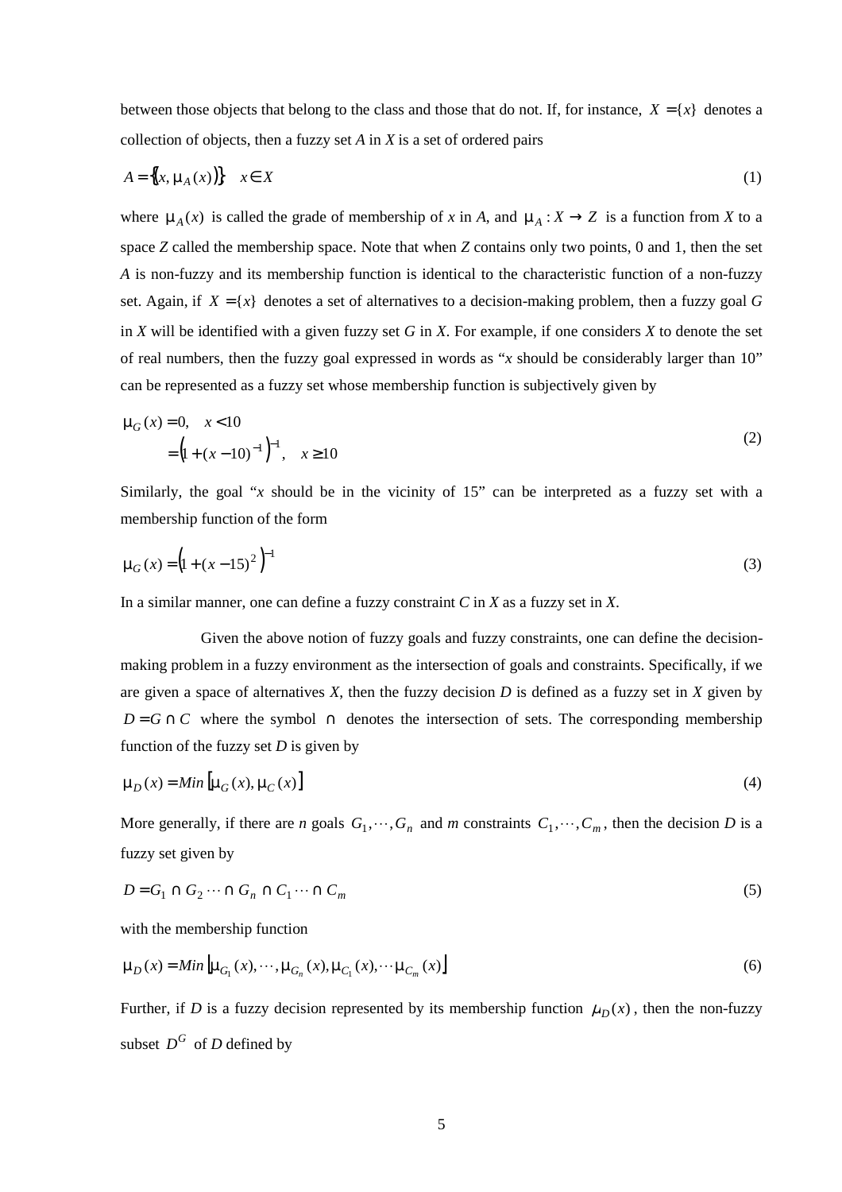between those objects that belong to the class and those that do not. If, for instance, $X = \{x\}$ denotes a collection of objects, then a fuzzy set *A* in *X* is a set of ordered pairs

$$A = \{(x, \mu_A(x))\} \quad x \in X \tag{1}$$

where $\mu_A(x)$ is called the grade of membership of *x* in *A*, and $\mu_A : X \to Z$ is a function from *X* to a space *Z* called the membership space. Note that when *Z* contains only two points, 0 and 1, then the set *A* is non-fuzzy and its membership function is identical to the characteristic function of a non-fuzzy set. Again, if $X = \{x\}$ denotes a set of alternatives to a decision-making problem, then a fuzzy goal *G* in *X* will be identified with a given fuzzy set *G* in *X*. For example, if one considers *X* to denote the set of real numbers, then the fuzzy goal expressed in words as "*x* should be considerably larger than 10" can be represented as a fuzzy set whose membership function is subjectively given by

$$\begin{aligned} \mu_G(x) &= 0, \quad x < 10 \\ &= \left(1 + (x - 10)^{-1}\right)^{-1}, \quad x \geq 10 \end{aligned} \tag{2}$$

Similarly, the goal "*x* should be in the vicinity of 15" can be interpreted as a fuzzy set with a membership function of the form

$$\mu_G(x) = \left(1 + (x - 15)^2\right)^{-1} \tag{3}$$

In a similar manner, one can define a fuzzy constraint *C* in *X* as a fuzzy set in *X*.

Given the above notion of fuzzy goals and fuzzy constraints, one can define the decision-making problem in a fuzzy environment as the intersection of goals and constraints. Specifically, if we are given a space of alternatives *X*, then the fuzzy decision *D* is defined as a fuzzy set in *X* given by $D = G \cap C$ where the symbol $\cap$ denotes the intersection of sets. The corresponding membership function of the fuzzy set *D* is given by

$$\mu_D(x) = Min\left[\mu_G(x), \mu_C(x)\right] \tag{4}$$

More generally, if there are *n* goals $G_1, \cdots, G_n$ and *m* constraints $C_1, \cdots, C_m$, then the decision *D* is a fuzzy set given by

$$D = G_1 \cap G_2 \cdots \cap G_n \cap C_1 \cdots \cap C_m \tag{5}$$

with the membership function

$$\mu_D(x) = Min\left[\mu_{G_1}(x), \cdots, \mu_{G_n}(x), \mu_{C_1}(x), \cdots \mu_{C_m}(x)\right] \tag{6}$$

Further, if *D* is a fuzzy decision represented by its membership function $\mu_D(x)$, then the non-fuzzy subset $D^G$ of *D* defined by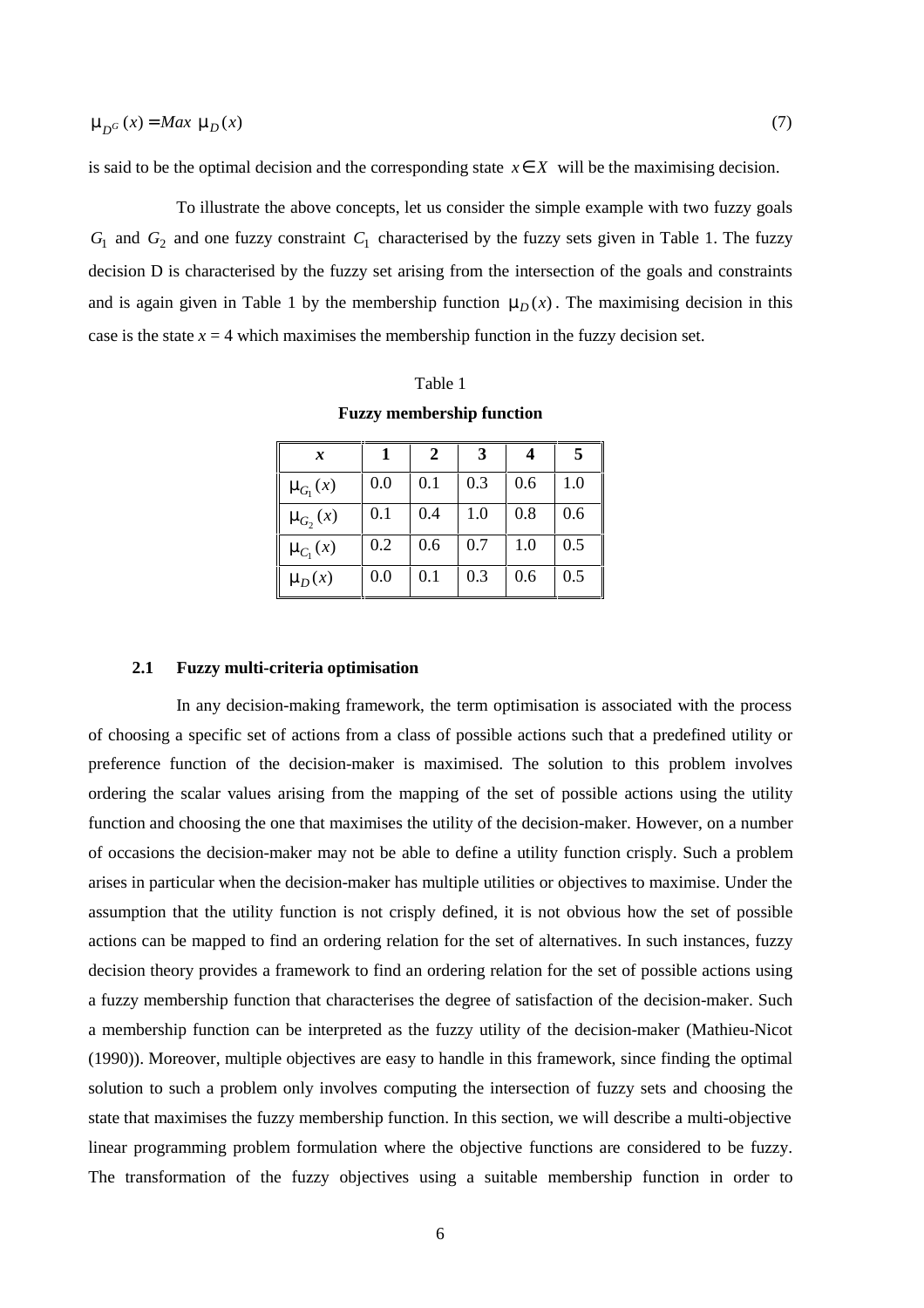$$\mu_{D^G}(x) = Max\ \mu_D(x) \tag{7}$$

is said to be the optimal decision and the corresponding state $x \in X$ will be the maximising decision.

To illustrate the above concepts, let us consider the simple example with two fuzzy goals $G_1$ and $G_2$ and one fuzzy constraint $C_1$ characterised by the fuzzy sets given in Table 1. The fuzzy decision D is characterised by the fuzzy set arising from the intersection of the goals and constraints and is again given in Table 1 by the membership function $\mu_D(x)$. The maximising decision in this case is the state $x = 4$ which maximises the membership function in the fuzzy decision set.

Table 1

**Fuzzy membership function**

| $x$ | 1 | 2 | 3 | 4 | 5 |
|---|---|---|---|---|---|
| $\mu_{G_1}(x)$ | 0.0 | 0.1 | 0.3 | 0.6 | 1.0 |
| $\mu_{G_2}(x)$ | 0.1 | 0.4 | 1.0 | 0.8 | 0.6 |
| $\mu_{C_1}(x)$ | 0.2 | 0.6 | 0.7 | 1.0 | 0.5 |
| $\mu_D(x)$ | 0.0 | 0.1 | 0.3 | 0.6 | 0.5 |

### 2.1 Fuzzy multi-criteria optimisation

In any decision-making framework, the term optimisation is associated with the process of choosing a specific set of actions from a class of possible actions such that a predefined utility or preference function of the decision-maker is maximised. The solution to this problem involves ordering the scalar values arising from the mapping of the set of possible actions using the utility function and choosing the one that maximises the utility of the decision-maker. However, on a number of occasions the decision-maker may not be able to define a utility function crisply. Such a problem arises in particular when the decision-maker has multiple utilities or objectives to maximise. Under the assumption that the utility function is not crisply defined, it is not obvious how the set of possible actions can be mapped to find an ordering relation for the set of alternatives. In such instances, fuzzy decision theory provides a framework to find an ordering relation for the set of possible actions using a fuzzy membership function that characterises the degree of satisfaction of the decision-maker. Such a membership function can be interpreted as the fuzzy utility of the decision-maker (Mathieu-Nicot (1990)). Moreover, multiple objectives are easy to handle in this framework, since finding the optimal solution to such a problem only involves computing the intersection of fuzzy sets and choosing the state that maximises the fuzzy membership function. In this section, we will describe a multi-objective linear programming problem formulation where the objective functions are considered to be fuzzy. The transformation of the fuzzy objectives using a suitable membership function in order to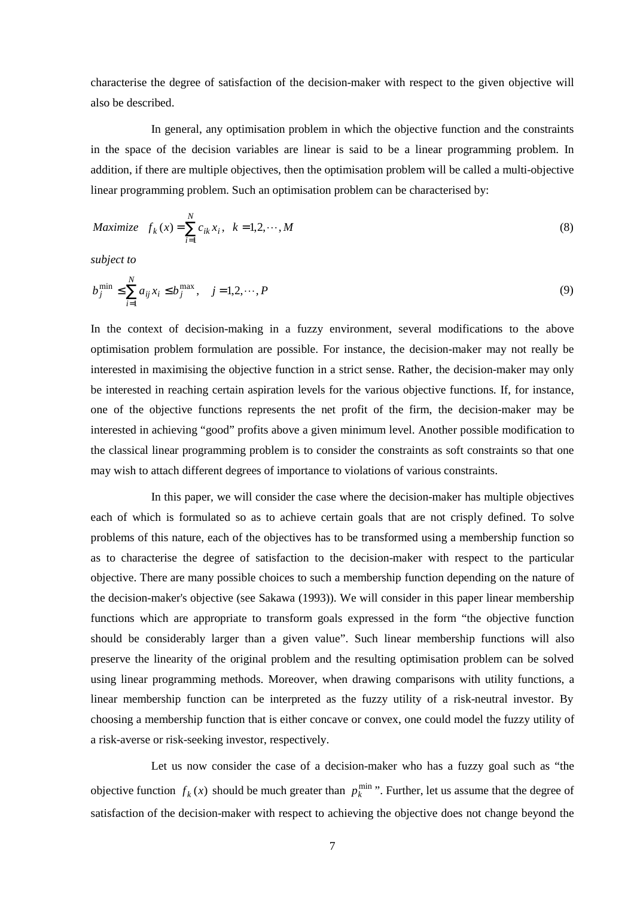characterise the degree of satisfaction of the decision-maker with respect to the given objective will also be described.

In general, any optimisation problem in which the objective function and the constraints in the space of the decision variables are linear is said to be a linear programming problem. In addition, if there are multiple objectives, then the optimisation problem will be called a multi-objective linear programming problem. Such an optimisation problem can be characterised by:

$$Maximize \quad f_k(x) = \sum_{i=1}^{N} c_{ik} x_i, \quad k = 1, 2, \cdots, M \tag{8}$$

*subject to*

$$b_j^{\min} \leq \sum_{i=1}^{N} a_{ij} x_i \leq b_j^{\max}, \quad j = 1, 2, \cdots, P \tag{9}$$

In the context of decision-making in a fuzzy environment, several modifications to the above optimisation problem formulation are possible. For instance, the decision-maker may not really be interested in maximising the objective function in a strict sense. Rather, the decision-maker may only be interested in reaching certain aspiration levels for the various objective functions. If, for instance, one of the objective functions represents the net profit of the firm, the decision-maker may be interested in achieving "good" profits above a given minimum level. Another possible modification to the classical linear programming problem is to consider the constraints as soft constraints so that one may wish to attach different degrees of importance to violations of various constraints.

In this paper, we will consider the case where the decision-maker has multiple objectives each of which is formulated so as to achieve certain goals that are not crisply defined. To solve problems of this nature, each of the objectives has to be transformed using a membership function so as to characterise the degree of satisfaction to the decision-maker with respect to the particular objective. There are many possible choices to such a membership function depending on the nature of the decision-maker's objective (see Sakawa (1993)). We will consider in this paper linear membership functions which are appropriate to transform goals expressed in the form "the objective function should be considerably larger than a given value". Such linear membership functions will also preserve the linearity of the original problem and the resulting optimisation problem can be solved using linear programming methods. Moreover, when drawing comparisons with utility functions, a linear membership function can be interpreted as the fuzzy utility of a risk-neutral investor. By choosing a membership function that is either concave or convex, one could model the fuzzy utility of a risk-averse or risk-seeking investor, respectively.

Let us now consider the case of a decision-maker who has a fuzzy goal such as "the objective function $f_k(x)$ should be much greater than $p_k^{\min}$". Further, let us assume that the degree of satisfaction of the decision-maker with respect to achieving the objective does not change beyond the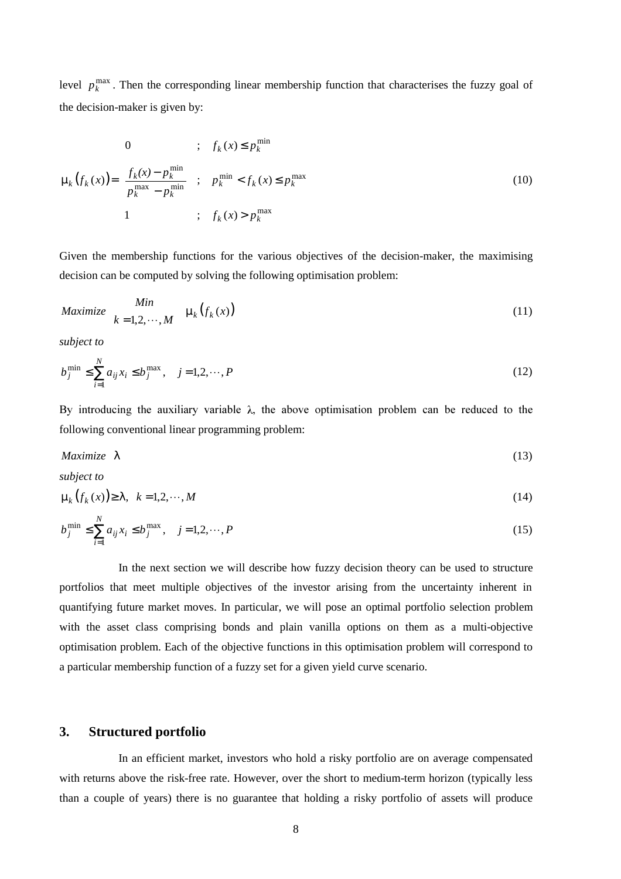level $p_k^{\max}$. Then the corresponding linear membership function that characterises the fuzzy goal of the decision-maker is given by:

$$
\mu_k\left(f_k(x)\right) = \begin{cases} 0 & ; \quad f_k(x) \le p_k^{\min} \\ \dfrac{f_k(x) - p_k^{\min}}{p_k^{\max} - p_k^{\min}} & ; \quad p_k^{\min} < f_k(x) \le p_k^{\max} \\ 1 & ; \quad f_k(x) > p_k^{\max} \end{cases} \tag{10}
$$

Given the membership functions for the various objectives of the decision-maker, the maximising decision can be computed by solving the following optimisation problem:

$$
\mathit{Maximize} \quad \underset{k=1,2,\cdots,M}{\mathit{Min}} \quad \mu_k\left(f_k(x)\right) \tag{11}
$$

*subject to*

$$
b_j^{\min} \le \sum_{i=1}^{N} a_{ij} x_i \le b_j^{\max}, \quad j = 1,2,\cdots,P \tag{12}
$$

By introducing the auxiliary variable $\lambda$, the above optimisation problem can be reduced to the following conventional linear programming problem:

$$
\mathit{Maximize} \quad \lambda \tag{13}
$$

*subject to*

$$
\mu_k\left(f_k(x)\right) \ge \lambda, \quad k = 1,2,\cdots,M \tag{14}
$$

$$
b_j^{\min} \le \sum_{i=1}^{N} a_{ij} x_i \le b_j^{\max}, \quad j = 1,2,\cdots,P \tag{15}
$$

In the next section we will describe how fuzzy decision theory can be used to structure portfolios that meet multiple objectives of the investor arising from the uncertainty inherent in quantifying future market moves. In particular, we will pose an optimal portfolio selection problem with the asset class comprising bonds and plain vanilla options on them as a multi-objective optimisation problem. Each of the objective functions in this optimisation problem will correspond to a particular membership function of a fuzzy set for a given yield curve scenario.

## 3. Structured portfolio

In an efficient market, investors who hold a risky portfolio are on average compensated with returns above the risk-free rate. However, over the short to medium-term horizon (typically less than a couple of years) there is no guarantee that holding a risky portfolio of assets will produce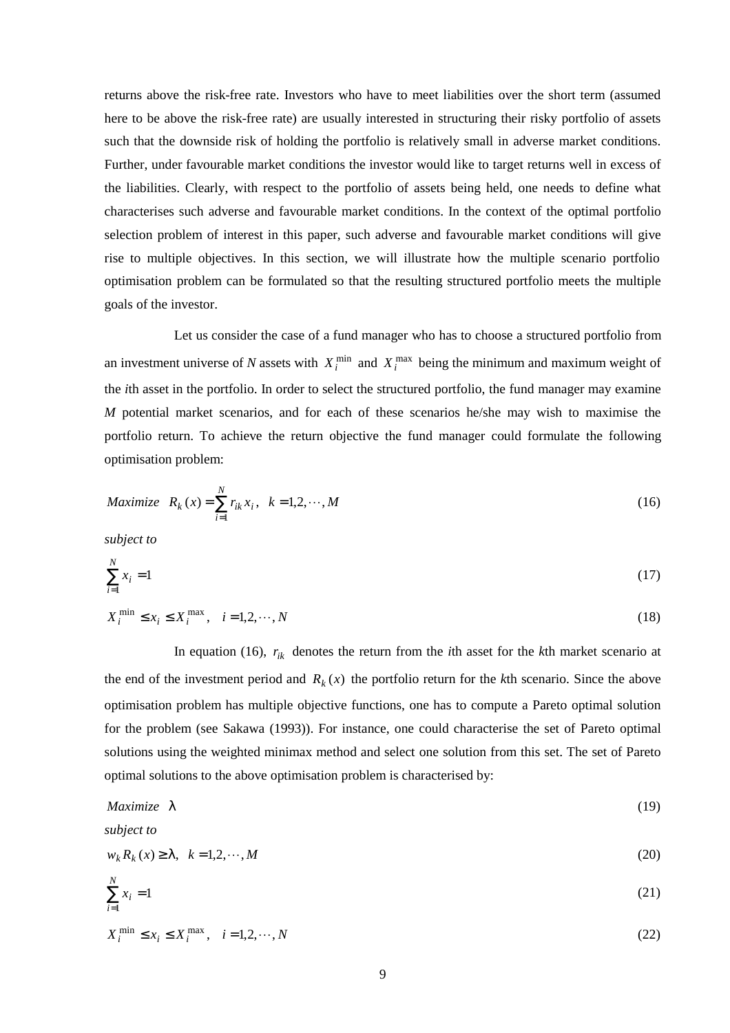returns above the risk-free rate. Investors who have to meet liabilities over the short term (assumed here to be above the risk-free rate) are usually interested in structuring their risky portfolio of assets such that the downside risk of holding the portfolio is relatively small in adverse market conditions. Further, under favourable market conditions the investor would like to target returns well in excess of the liabilities. Clearly, with respect to the portfolio of assets being held, one needs to define what characterises such adverse and favourable market conditions. In the context of the optimal portfolio selection problem of interest in this paper, such adverse and favourable market conditions will give rise to multiple objectives. In this section, we will illustrate how the multiple scenario portfolio optimisation problem can be formulated so that the resulting structured portfolio meets the multiple goals of the investor.

Let us consider the case of a fund manager who has to choose a structured portfolio from an investment universe of *N* assets with $X_i^{\min}$ and $X_i^{\max}$ being the minimum and maximum weight of the *i*th asset in the portfolio. In order to select the structured portfolio, the fund manager may examine *M* potential market scenarios, and for each of these scenarios he/she may wish to maximise the portfolio return. To achieve the return objective the fund manager could formulate the following optimisation problem:

$$\textit{Maximize} \quad R_k(x) = \sum_{i=1}^{N} r_{ik} x_i, \quad k = 1, 2, \cdots, M \tag{16}$$

*subject to*

$$\sum_{i=1}^{N} x_i = 1 \tag{17}$$

$$X_i^{\min} \le x_i \le X_i^{\max}, \quad i = 1, 2, \cdots, N \tag{18}$$

In equation (16), $r_{ik}$ denotes the return from the *i*th asset for the *k*th market scenario at the end of the investment period and $R_k(x)$ the portfolio return for the *k*th scenario. Since the above optimisation problem has multiple objective functions, one has to compute a Pareto optimal solution for the problem (see Sakawa (1993)). For instance, one could characterise the set of Pareto optimal solutions using the weighted minimax method and select one solution from this set. The set of Pareto optimal solutions to the above optimisation problem is characterised by:

$$\textit{Maximize} \quad \lambda \tag{19}$$

*subject to*

$$w_k R_k(x) \ge \lambda, \quad k = 1, 2, \cdots, M \tag{20}$$

$$\sum_{i=1}^{N} x_i = 1 \tag{21}$$

$$X_i^{\min} \le x_i \le X_i^{\max}, \quad i = 1, 2, \cdots, N \tag{22}$$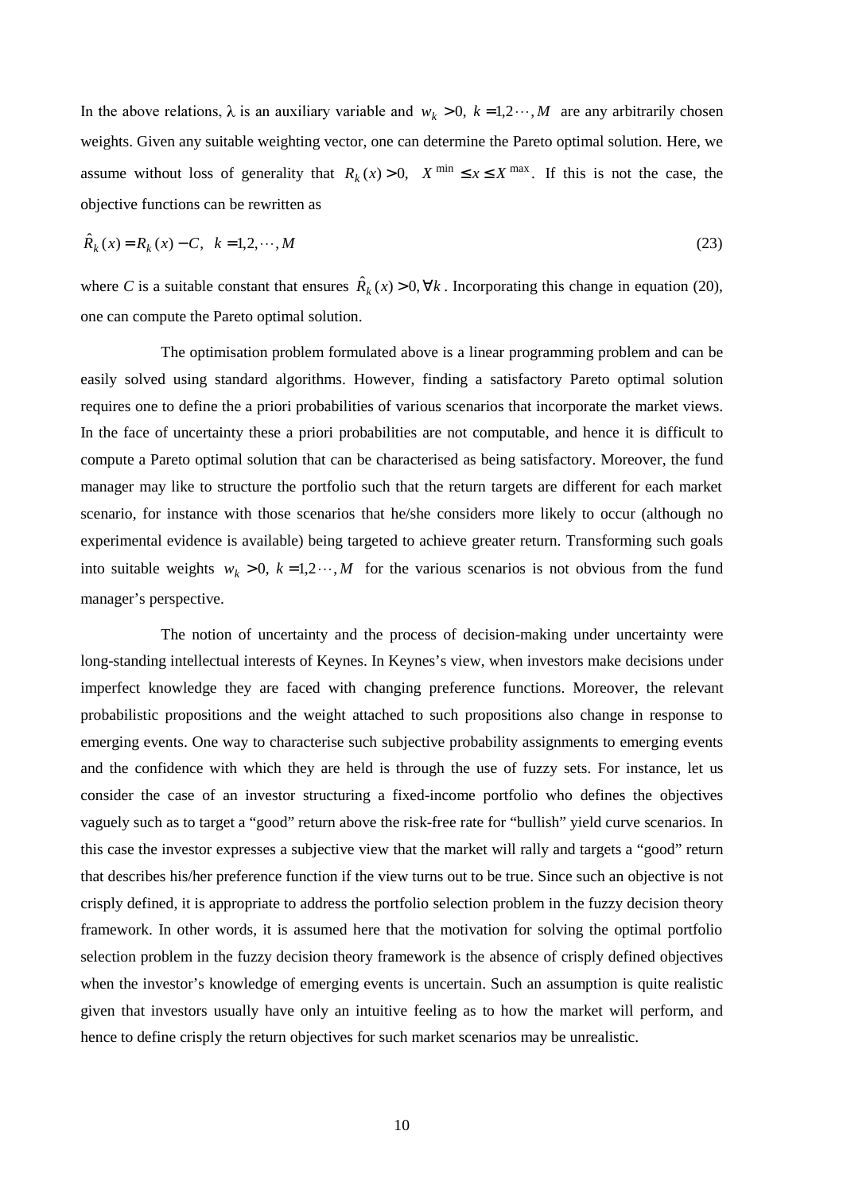In the above relations, $\lambda$ is an auxiliary variable and $w_k > 0,\ k = 1,2\cdots,M$ are any arbitrarily chosen weights. Given any suitable weighting vector, one can determine the Pareto optimal solution. Here, we assume without loss of generality that $R_k(x) > 0,\quad X^{\min} \le x \le X^{\max}$. If this is not the case, the objective functions can be rewritten as

$$\hat{R}_k(x) = R_k(x) - C,\quad k = 1,2,\cdots,M \tag{23}$$

where $C$ is a suitable constant that ensures $\hat{R}_k(x) > 0, \forall k$. Incorporating this change in equation (20), one can compute the Pareto optimal solution.

The optimisation problem formulated above is a linear programming problem and can be easily solved using standard algorithms. However, finding a satisfactory Pareto optimal solution requires one to define the a priori probabilities of various scenarios that incorporate the market views. In the face of uncertainty these a priori probabilities are not computable, and hence it is difficult to compute a Pareto optimal solution that can be characterised as being satisfactory. Moreover, the fund manager may like to structure the portfolio such that the return targets are different for each market scenario, for instance with those scenarios that he/she considers more likely to occur (although no experimental evidence is available) being targeted to achieve greater return. Transforming such goals into suitable weights $w_k > 0,\ k = 1,2\cdots,M$ for the various scenarios is not obvious from the fund manager's perspective.

The notion of uncertainty and the process of decision-making under uncertainty were long-standing intellectual interests of Keynes. In Keynes's view, when investors make decisions under imperfect knowledge they are faced with changing preference functions. Moreover, the relevant probabilistic propositions and the weight attached to such propositions also change in response to emerging events. One way to characterise such subjective probability assignments to emerging events and the confidence with which they are held is through the use of fuzzy sets. For instance, let us consider the case of an investor structuring a fixed-income portfolio who defines the objectives vaguely such as to target a "good" return above the risk-free rate for "bullish" yield curve scenarios. In this case the investor expresses a subjective view that the market will rally and targets a "good" return that describes his/her preference function if the view turns out to be true. Since such an objective is not crisply defined, it is appropriate to address the portfolio selection problem in the fuzzy decision theory framework. In other words, it is assumed here that the motivation for solving the optimal portfolio selection problem in the fuzzy decision theory framework is the absence of crisply defined objectives when the investor's knowledge of emerging events is uncertain. Such an assumption is quite realistic given that investors usually have only an intuitive feeling as to how the market will perform, and hence to define crisply the return objectives for such market scenarios may be unrealistic.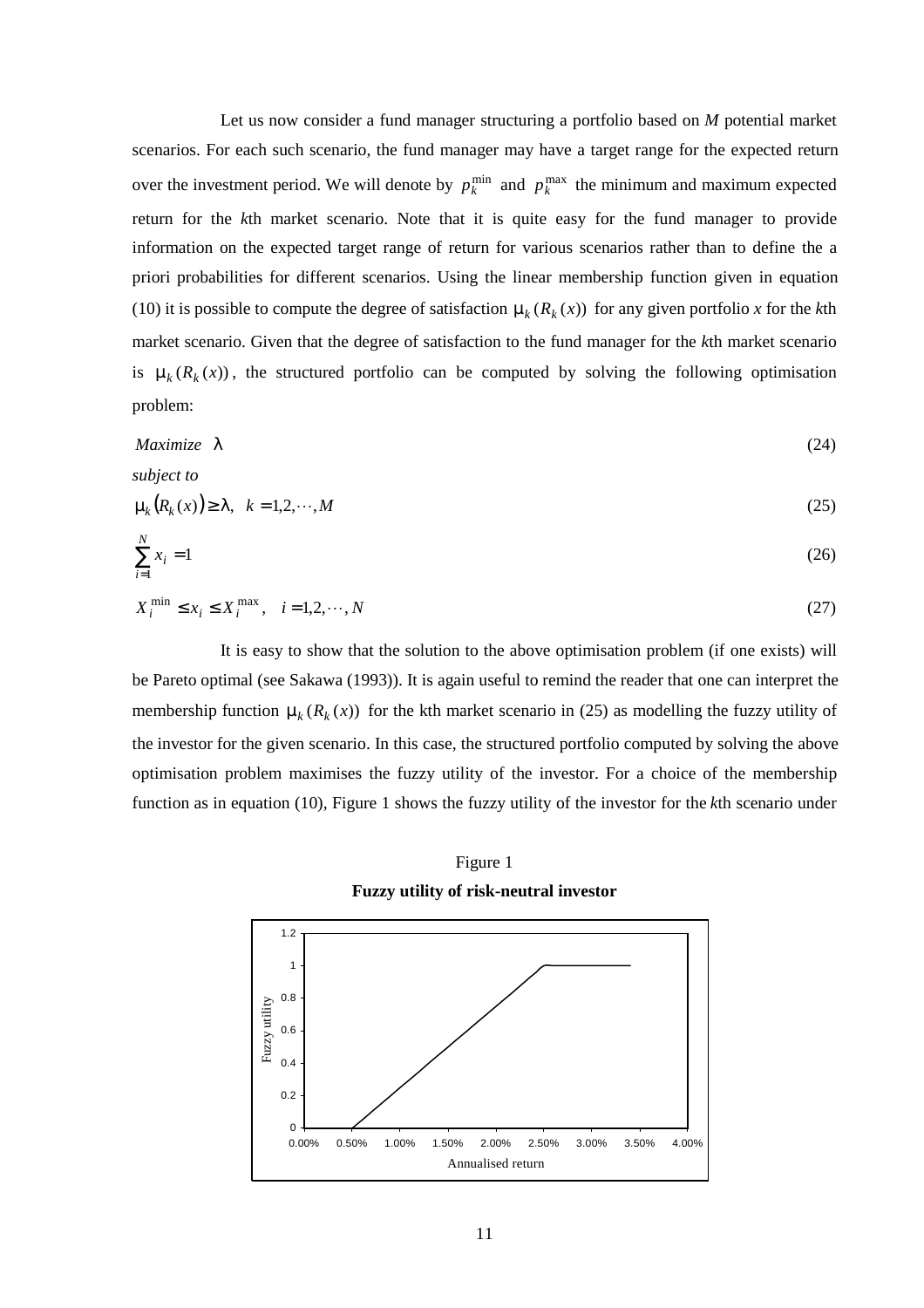Let us now consider a fund manager structuring a portfolio based on *M* potential market scenarios. For each such scenario, the fund manager may have a target range for the expected return over the investment period. We will denote by $p_k^{\min}$ and $p_k^{\max}$ the minimum and maximum expected return for the *k*th market scenario. Note that it is quite easy for the fund manager to provide information on the expected target range of return for various scenarios rather than to define the a priori probabilities for different scenarios. Using the linear membership function given in equation (10) it is possible to compute the degree of satisfaction $\mu_k(R_k(x))$ for any given portfolio *x* for the *k*th market scenario. Given that the degree of satisfaction to the fund manager for the *k*th market scenario is $\mu_k(R_k(x))$, the structured portfolio can be computed by solving the following optimisation problem:

$$\textit{Maximize} \quad \lambda \tag{24}$$

*subject to*

$$\mu_k\big(R_k(x)\big) \geq \lambda, \quad k = 1,2,\cdots,M \tag{25}$$

$$\sum_{i=1}^{N} x_i = 1 \tag{26}$$

$$X_i^{\min} \leq x_i \leq X_i^{\max}, \quad i = 1,2,\cdots,N \tag{27}$$

It is easy to show that the solution to the above optimisation problem (if one exists) will be Pareto optimal (see Sakawa (1993)). It is again useful to remind the reader that one can interpret the membership function $\mu_k(R_k(x))$ for the kth market scenario in (25) as modelling the fuzzy utility of the investor for the given scenario. In this case, the structured portfolio computed by solving the above optimisation problem maximises the fuzzy utility of the investor. For a choice of the membership function as in equation (10), Figure 1 shows the fuzzy utility of the investor for the *k*th scenario under

Figure 1

**Fuzzy utility of risk-neutral investor**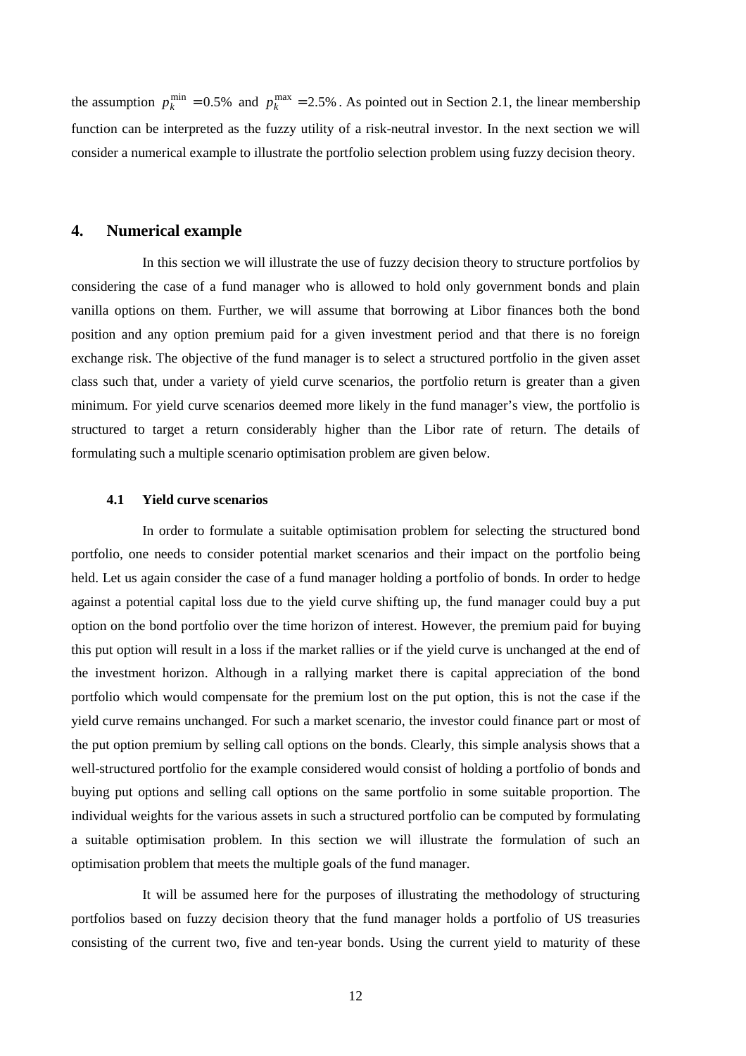the assumption $p_k^{\min} = 0.5\%$ and $p_k^{\max} = 2.5\%$. As pointed out in Section 2.1, the linear membership function can be interpreted as the fuzzy utility of a risk-neutral investor. In the next section we will consider a numerical example to illustrate the portfolio selection problem using fuzzy decision theory.

## 4. Numerical example

In this section we will illustrate the use of fuzzy decision theory to structure portfolios by considering the case of a fund manager who is allowed to hold only government bonds and plain vanilla options on them. Further, we will assume that borrowing at Libor finances both the bond position and any option premium paid for a given investment period and that there is no foreign exchange risk. The objective of the fund manager is to select a structured portfolio in the given asset class such that, under a variety of yield curve scenarios, the portfolio return is greater than a given minimum. For yield curve scenarios deemed more likely in the fund manager's view, the portfolio is structured to target a return considerably higher than the Libor rate of return. The details of formulating such a multiple scenario optimisation problem are given below.

### 4.1 Yield curve scenarios

In order to formulate a suitable optimisation problem for selecting the structured bond portfolio, one needs to consider potential market scenarios and their impact on the portfolio being held. Let us again consider the case of a fund manager holding a portfolio of bonds. In order to hedge against a potential capital loss due to the yield curve shifting up, the fund manager could buy a put option on the bond portfolio over the time horizon of interest. However, the premium paid for buying this put option will result in a loss if the market rallies or if the yield curve is unchanged at the end of the investment horizon. Although in a rallying market there is capital appreciation of the bond portfolio which would compensate for the premium lost on the put option, this is not the case if the yield curve remains unchanged. For such a market scenario, the investor could finance part or most of the put option premium by selling call options on the bonds. Clearly, this simple analysis shows that a well-structured portfolio for the example considered would consist of holding a portfolio of bonds and buying put options and selling call options on the same portfolio in some suitable proportion. The individual weights for the various assets in such a structured portfolio can be computed by formulating a suitable optimisation problem. In this section we will illustrate the formulation of such an optimisation problem that meets the multiple goals of the fund manager.

It will be assumed here for the purposes of illustrating the methodology of structuring portfolios based on fuzzy decision theory that the fund manager holds a portfolio of US treasuries consisting of the current two, five and ten-year bonds. Using the current yield to maturity of these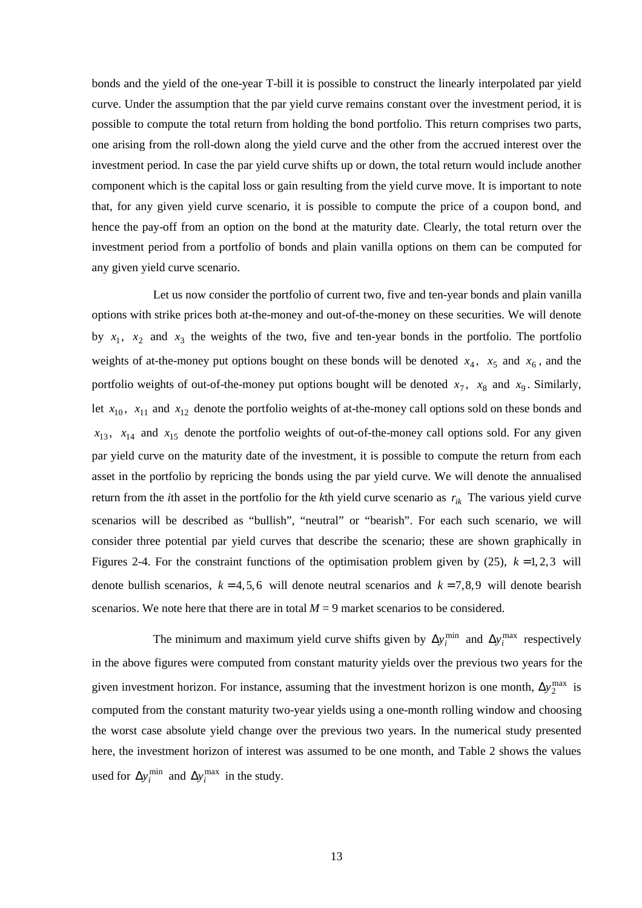bonds and the yield of the one-year T-bill it is possible to construct the linearly interpolated par yield curve. Under the assumption that the par yield curve remains constant over the investment period, it is possible to compute the total return from holding the bond portfolio. This return comprises two parts, one arising from the roll-down along the yield curve and the other from the accrued interest over the investment period. In case the par yield curve shifts up or down, the total return would include another component which is the capital loss or gain resulting from the yield curve move. It is important to note that, for any given yield curve scenario, it is possible to compute the price of a coupon bond, and hence the pay-off from an option on the bond at the maturity date. Clearly, the total return over the investment period from a portfolio of bonds and plain vanilla options on them can be computed for any given yield curve scenario.

Let us now consider the portfolio of current two, five and ten-year bonds and plain vanilla options with strike prices both at-the-money and out-of-the-money on these securities. We will denote by $x_1$, $x_2$ and $x_3$ the weights of the two, five and ten-year bonds in the portfolio. The portfolio weights of at-the-money put options bought on these bonds will be denoted $x_4$, $x_5$ and $x_6$, and the portfolio weights of out-of-the-money put options bought will be denoted $x_7$, $x_8$ and $x_9$. Similarly, let $x_{10}$, $x_{11}$ and $x_{12}$ denote the portfolio weights of at-the-money call options sold on these bonds and $x_{13}$, $x_{14}$ and $x_{15}$ denote the portfolio weights of out-of-the-money call options sold. For any given par yield curve on the maturity date of the investment, it is possible to compute the return from each asset in the portfolio by repricing the bonds using the par yield curve. We will denote the annualised return from the *i*th asset in the portfolio for the *k*th yield curve scenario as $r_{ik}$ The various yield curve scenarios will be described as "bullish", "neutral" or "bearish". For each such scenario, we will consider three potential par yield curves that describe the scenario; these are shown graphically in Figures 2-4. For the constraint functions of the optimisation problem given by (25), $k = 1, 2, 3$ will denote bullish scenarios, $k = 4, 5, 6$ will denote neutral scenarios and $k = 7, 8, 9$ will denote bearish scenarios. We note here that there are in total $M = 9$ market scenarios to be considered.

The minimum and maximum yield curve shifts given by $\Delta y_i^{\min}$ and $\Delta y_i^{\max}$ respectively in the above figures were computed from constant maturity yields over the previous two years for the given investment horizon. For instance, assuming that the investment horizon is one month, $\Delta y_2^{\max}$ is computed from the constant maturity two-year yields using a one-month rolling window and choosing the worst case absolute yield change over the previous two years. In the numerical study presented here, the investment horizon of interest was assumed to be one month, and Table 2 shows the values used for $\Delta y_i^{\min}$ and $\Delta y_i^{\max}$ in the study.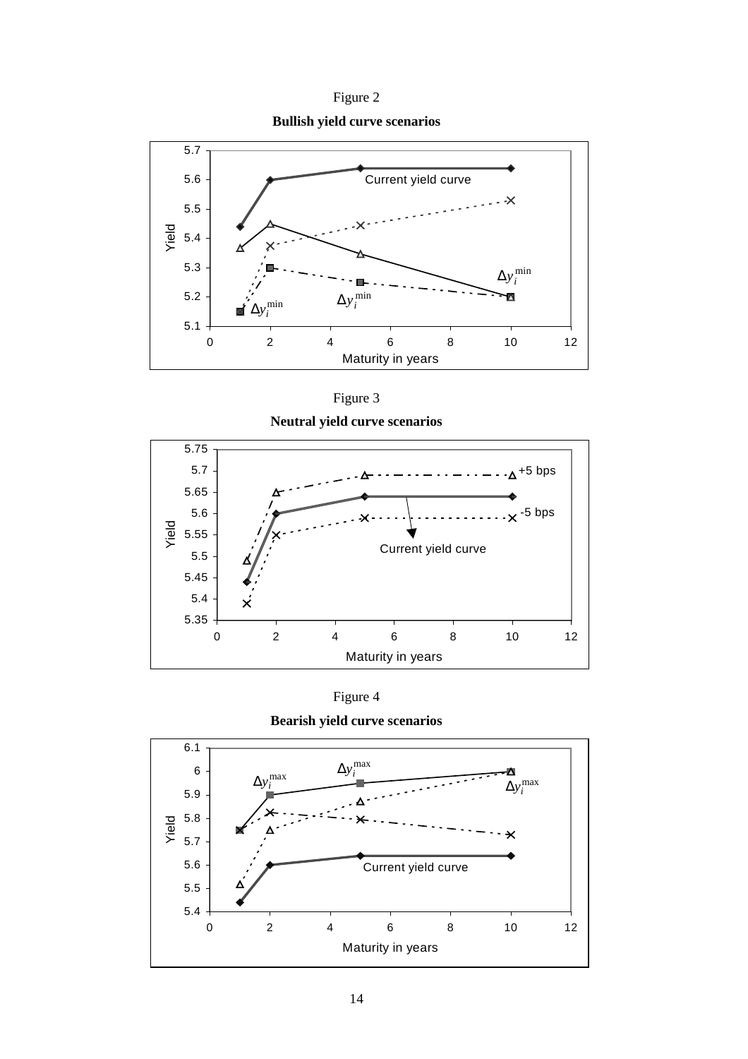Figure 2

**Bullish yield curve scenarios**

Figure 3

**Neutral yield curve scenarios**

Figure 4

**Bearish yield curve scenarios**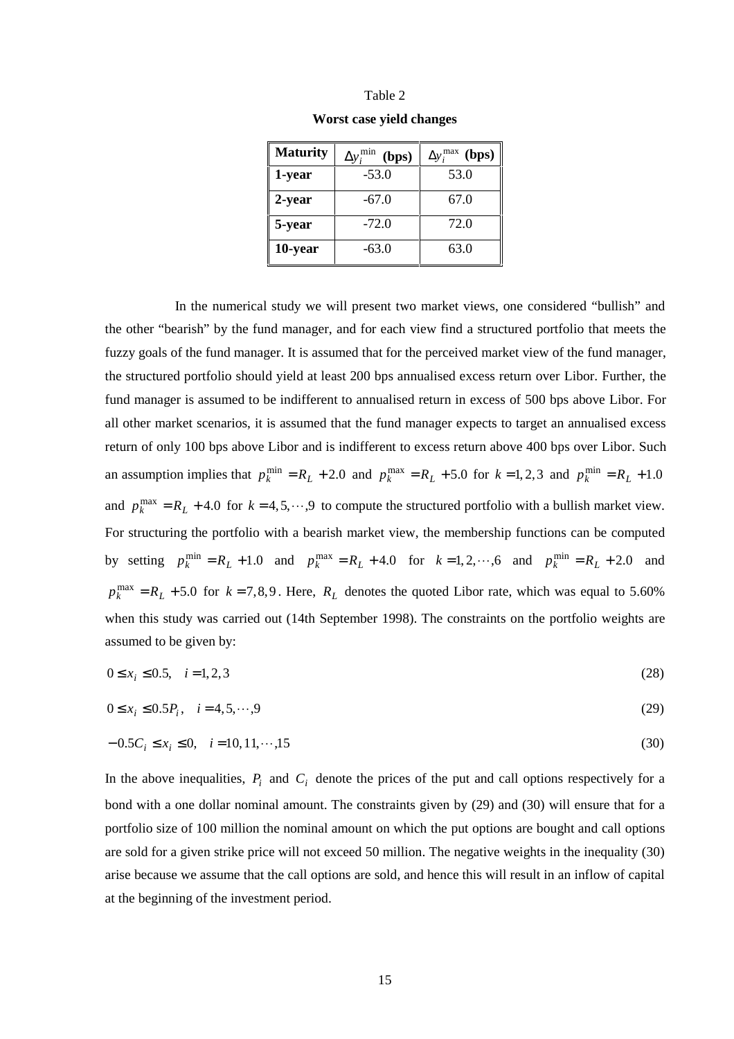Table 2

**Worst case yield changes**

| **Maturity** | $\Delta y_i^{\min}$ **(bps)** | $\Delta y_i^{\max}$ **(bps)** |
|---|---|---|
| **1-year** | -53.0 | 53.0 |
| **2-year** | -67.0 | 67.0 |
| **5-year** | -72.0 | 72.0 |
| **10-year** | -63.0 | 63.0 |

In the numerical study we will present two market views, one considered "bullish" and the other "bearish" by the fund manager, and for each view find a structured portfolio that meets the fuzzy goals of the fund manager. It is assumed that for the perceived market view of the fund manager, the structured portfolio should yield at least 200 bps annualised excess return over Libor. Further, the fund manager is assumed to be indifferent to annualised return in excess of 500 bps above Libor. For all other market scenarios, it is assumed that the fund manager expects to target an annualised excess return of only 100 bps above Libor and is indifferent to excess return above 400 bps over Libor. Such an assumption implies that $p_k^{\min} = R_L + 2.0$ and $p_k^{\max} = R_L + 5.0$ for $k = 1, 2, 3$ and $p_k^{\min} = R_L + 1.0$ and $p_k^{\max} = R_L + 4.0$ for $k = 4, 5, \cdots, 9$ to compute the structured portfolio with a bullish market view. For structuring the portfolio with a bearish market view, the membership functions can be computed by setting $p_k^{\min} = R_L + 1.0$ and $p_k^{\max} = R_L + 4.0$ for $k = 1, 2, \cdots, 6$ and $p_k^{\min} = R_L + 2.0$ and $p_k^{\max} = R_L + 5.0$ for $k = 7, 8, 9$. Here, $R_L$ denotes the quoted Libor rate, which was equal to 5.60% when this study was carried out (14th September 1998). The constraints on the portfolio weights are assumed to be given by:

$$0 \le x_i \le 0.5, \quad i = 1, 2, 3 \tag{28}$$

$$0 \le x_i \le 0.5 P_i, \quad i = 4, 5, \cdots, 9 \tag{29}$$

$$-0.5 C_i \le x_i \le 0, \quad i = 10, 11, \cdots, 15 \tag{30}$$

In the above inequalities, $P_i$ and $C_i$ denote the prices of the put and call options respectively for a bond with a one dollar nominal amount. The constraints given by (29) and (30) will ensure that for a portfolio size of 100 million the nominal amount on which the put options are bought and call options are sold for a given strike price will not exceed 50 million. The negative weights in the inequality (30) arise because we assume that the call options are sold, and hence this will result in an inflow of capital at the beginning of the investment period.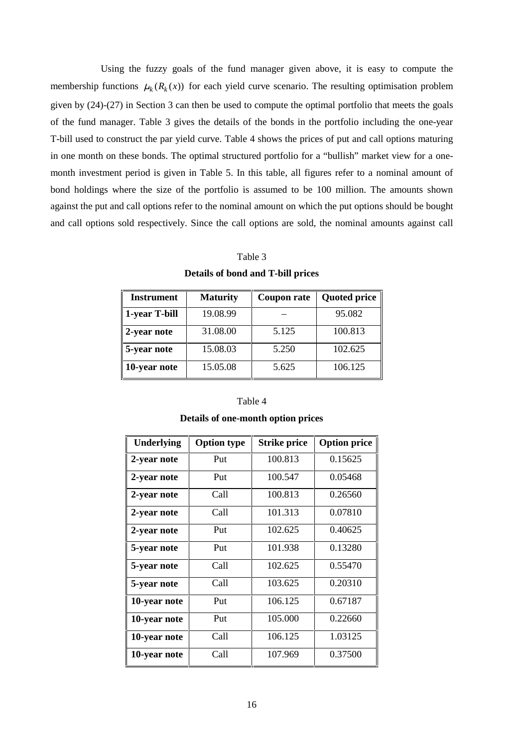Using the fuzzy goals of the fund manager given above, it is easy to compute the membership functions $\mu_k(R_k(x))$ for each yield curve scenario. The resulting optimisation problem given by (24)-(27) in Section 3 can then be used to compute the optimal portfolio that meets the goals of the fund manager. Table 3 gives the details of the bonds in the portfolio including the one-year T-bill used to construct the par yield curve. Table 4 shows the prices of put and call options maturing in one month on these bonds. The optimal structured portfolio for a "bullish" market view for a one-month investment period is given in Table 5. In this table, all figures refer to a nominal amount of bond holdings where the size of the portfolio is assumed to be 100 million. The amounts shown against the put and call options refer to the nominal amount on which the put options should be bought and call options sold respectively. Since the call options are sold, the nominal amounts against call

Table 3

**Details of bond and T-bill prices**

| Instrument | Maturity | Coupon rate | Quoted price |
|---|---|---|---|
| **1-year T-bill** | 19.08.99 | – | 95.082 |
| **2-year note** | 31.08.00 | 5.125 | 100.813 |
| **5-year note** | 15.08.03 | 5.250 | 102.625 |
| **10-year note** | 15.05.08 | 5.625 | 106.125 |

Table 4

**Details of one-month option prices**

| Underlying | Option type | Strike price | Option price |
|---|---|---|---|
| **2-year note** | Put | 100.813 | 0.15625 |
| **2-year note** | Put | 100.547 | 0.05468 |
| **2-year note** | Call | 100.813 | 0.26560 |
| **2-year note** | Call | 101.313 | 0.07810 |
| **2-year note** | Put | 102.625 | 0.40625 |
| **5-year note** | Put | 101.938 | 0.13280 |
| **5-year note** | Call | 102.625 | 0.55470 |
| **5-year note** | Call | 103.625 | 0.20310 |
| **10-year note** | Put | 106.125 | 0.67187 |
| **10-year note** | Put | 105.000 | 0.22660 |
| **10-year note** | Call | 106.125 | 1.03125 |
| **10-year note** | Call | 107.969 | 0.37500 |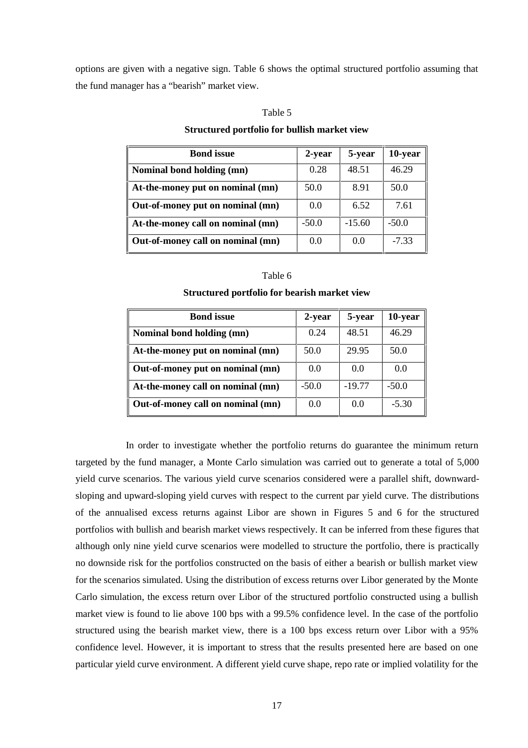options are given with a negative sign. Table 6 shows the optimal structured portfolio assuming that the fund manager has a "bearish" market view.

Table 5

**Structured portfolio for bullish market view**

| Bond issue | 2-year | 5-year | 10-year |
|---|---|---|---|
| **Nominal bond holding (mn)** | 0.28 | 48.51 | 46.29 |
| **At-the-money put on nominal (mn)** | 50.0 | 8.91 | 50.0 |
| **Out-of-money put on nominal (mn)** | 0.0 | 6.52 | 7.61 |
| **At-the-money call on nominal (mn)** | -50.0 | -15.60 | -50.0 |
| **Out-of-money call on nominal (mn)** | 0.0 | 0.0 | -7.33 |

Table 6

**Structured portfolio for bearish market view**

| Bond issue | 2-year | 5-year | 10-year |
|---|---|---|---|
| **Nominal bond holding (mn)** | 0.24 | 48.51 | 46.29 |
| **At-the-money put on nominal (mn)** | 50.0 | 29.95 | 50.0 |
| **Out-of-money put on nominal (mn)** | 0.0 | 0.0 | 0.0 |
| **At-the-money call on nominal (mn)** | -50.0 | -19.77 | -50.0 |
| **Out-of-money call on nominal (mn)** | 0.0 | 0.0 | -5.30 |

In order to investigate whether the portfolio returns do guarantee the minimum return targeted by the fund manager, a Monte Carlo simulation was carried out to generate a total of 5,000 yield curve scenarios. The various yield curve scenarios considered were a parallel shift, downward-sloping and upward-sloping yield curves with respect to the current par yield curve. The distributions of the annualised excess returns against Libor are shown in Figures 5 and 6 for the structured portfolios with bullish and bearish market views respectively. It can be inferred from these figures that although only nine yield curve scenarios were modelled to structure the portfolio, there is practically no downside risk for the portfolios constructed on the basis of either a bearish or bullish market view for the scenarios simulated. Using the distribution of excess returns over Libor generated by the Monte Carlo simulation, the excess return over Libor of the structured portfolio constructed using a bullish market view is found to lie above 100 bps with a 99.5% confidence level. In the case of the portfolio structured using the bearish market view, there is a 100 bps excess return over Libor with a 95% confidence level. However, it is important to stress that the results presented here are based on one particular yield curve environment. A different yield curve shape, repo rate or implied volatility for the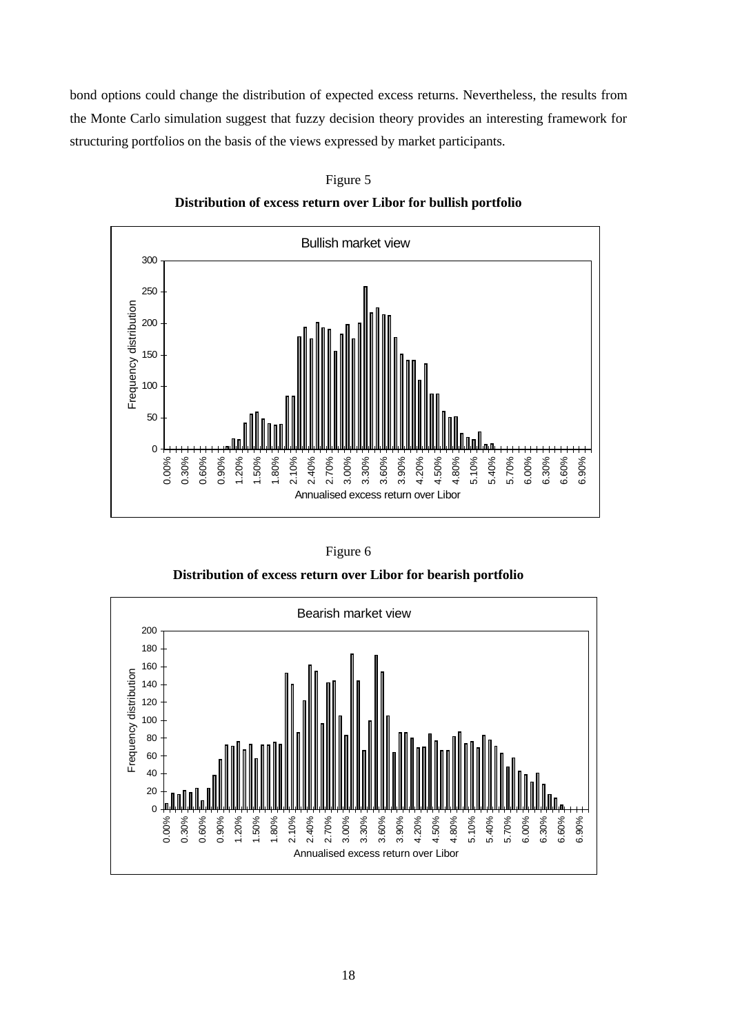bond options could change the distribution of expected excess returns. Nevertheless, the results from the Monte Carlo simulation suggest that fuzzy decision theory provides an interesting framework for structuring portfolios on the basis of the views expressed by market participants.

Figure 5

**Distribution of excess return over Libor for bullish portfolio**

Figure 6

**Distribution of excess return over Libor for bearish portfolio**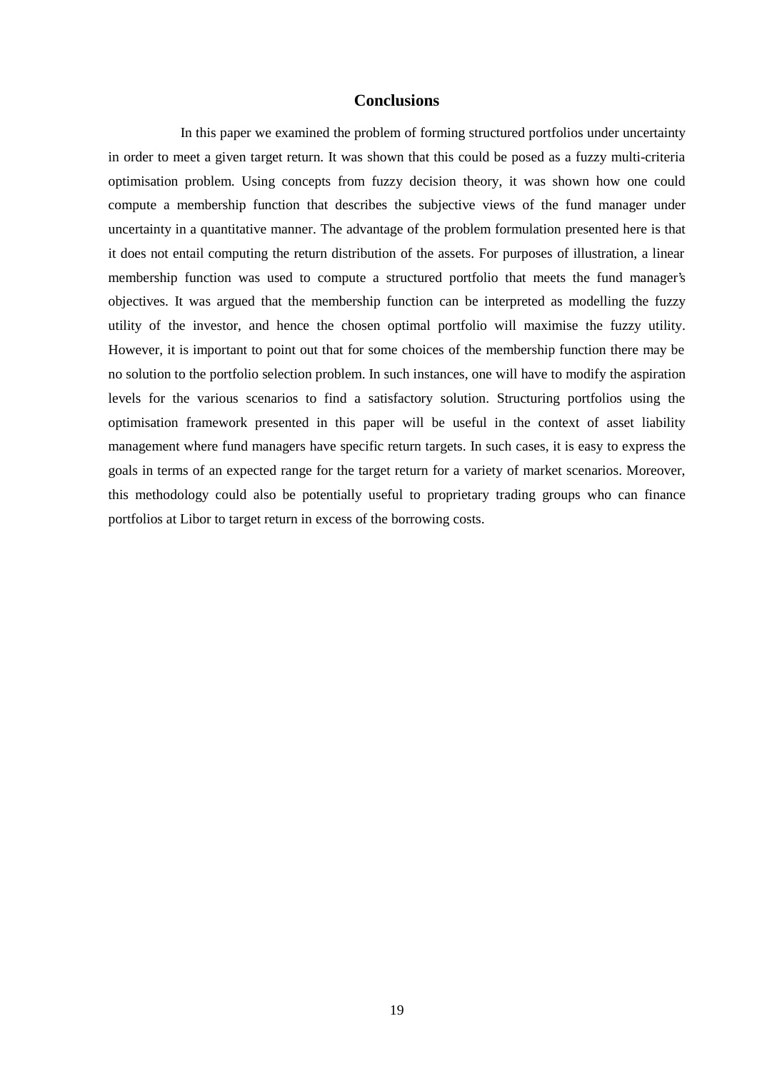## Conclusions

In this paper we examined the problem of forming structured portfolios under uncertainty in order to meet a given target return. It was shown that this could be posed as a fuzzy multi-criteria optimisation problem. Using concepts from fuzzy decision theory, it was shown how one could compute a membership function that describes the subjective views of the fund manager under uncertainty in a quantitative manner. The advantage of the problem formulation presented here is that it does not entail computing the return distribution of the assets. For purposes of illustration, a linear membership function was used to compute a structured portfolio that meets the fund manager's objectives. It was argued that the membership function can be interpreted as modelling the fuzzy utility of the investor, and hence the chosen optimal portfolio will maximise the fuzzy utility. However, it is important to point out that for some choices of the membership function there may be no solution to the portfolio selection problem. In such instances, one will have to modify the aspiration levels for the various scenarios to find a satisfactory solution. Structuring portfolios using the optimisation framework presented in this paper will be useful in the context of asset liability management where fund managers have specific return targets. In such cases, it is easy to express the goals in terms of an expected range for the target return for a variety of market scenarios. Moreover, this methodology could also be potentially useful to proprietary trading groups who can finance portfolios at Libor to target return in excess of the borrowing costs.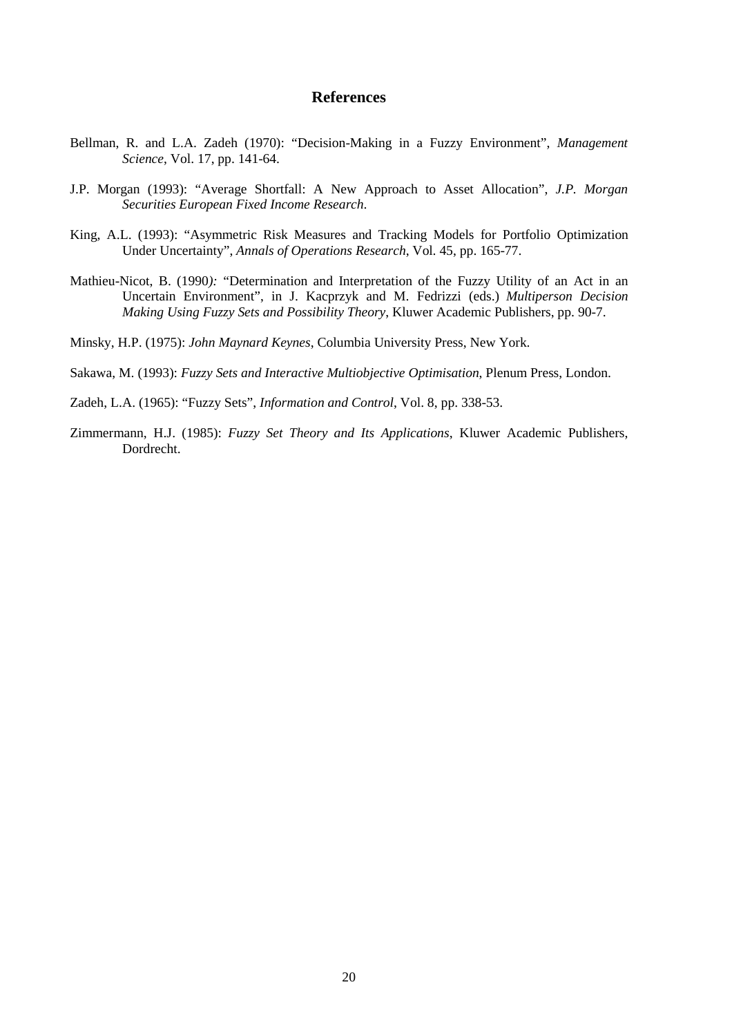## References

Bellman, R. and L.A. Zadeh (1970): "Decision-Making in a Fuzzy Environment", *Management Science*, Vol. 17, pp. 141-64.

J.P. Morgan (1993): "Average Shortfall: A New Approach to Asset Allocation", *J.P. Morgan Securities European Fixed Income Research*.

King, A.L. (1993): "Asymmetric Risk Measures and Tracking Models for Portfolio Optimization Under Uncertainty", *Annals of Operations Research*, Vol. 45, pp. 165-77.

Mathieu-Nicot, B. (1990*):* "Determination and Interpretation of the Fuzzy Utility of an Act in an Uncertain Environment", in J. Kacprzyk and M. Fedrizzi (eds.) *Multiperson Decision Making Using Fuzzy Sets and Possibility Theory*, Kluwer Academic Publishers, pp. 90-7.

Minsky, H.P. (1975): *John Maynard Keynes*, Columbia University Press, New York.

Sakawa, M. (1993): *Fuzzy Sets and Interactive Multiobjective Optimisation*, Plenum Press, London.

Zadeh, L.A. (1965): "Fuzzy Sets", *Information and Control*, Vol. 8, pp. 338-53.

Zimmermann, H.J. (1985): *Fuzzy Set Theory and Its Applications*, Kluwer Academic Publishers, Dordrecht.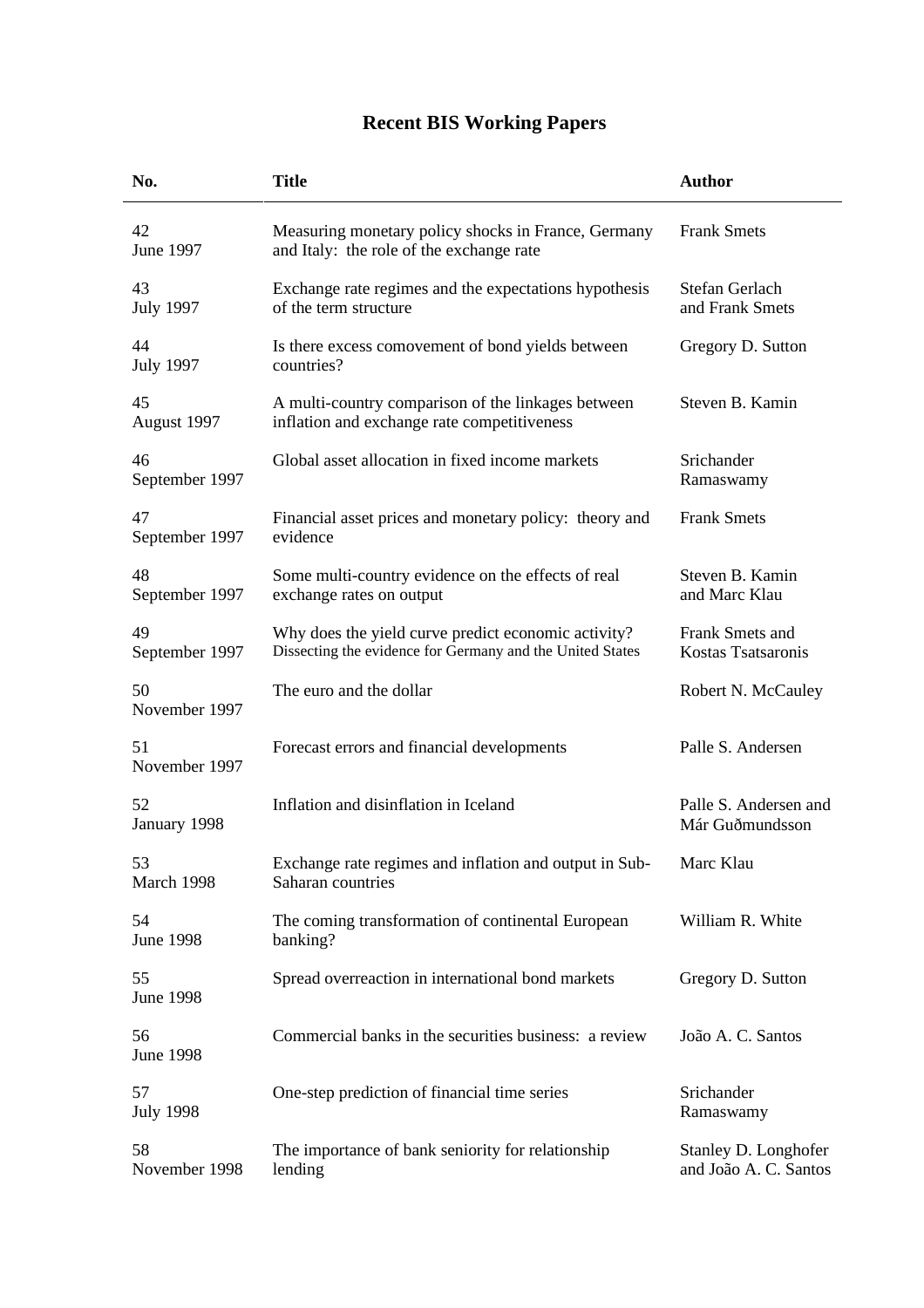# Recent BIS Working Papers

| No. | Title | Author |
|---|---|---|
| 42 June 1997 | Measuring monetary policy shocks in France, Germany and Italy: the role of the exchange rate | Frank Smets |
| 43 July 1997 | Exchange rate regimes and the expectations hypothesis of the term structure | Stefan Gerlach and Frank Smets |
| 44 July 1997 | Is there excess comovement of bond yields between countries? | Gregory D. Sutton |
| 45 August 1997 | A multi-country comparison of the linkages between inflation and exchange rate competitiveness | Steven B. Kamin |
| 46 September 1997 | Global asset allocation in fixed income markets | Srichander Ramaswamy |
| 47 September 1997 | Financial asset prices and monetary policy: theory and evidence | Frank Smets |
| 48 September 1997 | Some multi-country evidence on the effects of real exchange rates on output | Steven B. Kamin and Marc Klau |
| 49 September 1997 | Why does the yield curve predict economic activity? Dissecting the evidence for Germany and the United States | Frank Smets and Kostas Tsatsaronis |
| 50 November 1997 | The euro and the dollar | Robert N. McCauley |
| 51 November 1997 | Forecast errors and financial developments | Palle S. Andersen |
| 52 January 1998 | Inflation and disinflation in Iceland | Palle S. Andersen and Már Guðmundsson |
| 53 March 1998 | Exchange rate regimes and inflation and output in Sub-Saharan countries | Marc Klau |
| 54 June 1998 | The coming transformation of continental European banking? | William R. White |
| 55 June 1998 | Spread overreaction in international bond markets | Gregory D. Sutton |
| 56 June 1998 | Commercial banks in the securities business: a review | João A. C. Santos |
| 57 July 1998 | One-step prediction of financial time series | Srichander Ramaswamy |
| 58 November 1998 | The importance of bank seniority for relationship lending | Stanley D. Longhofer and João A. C. Santos |